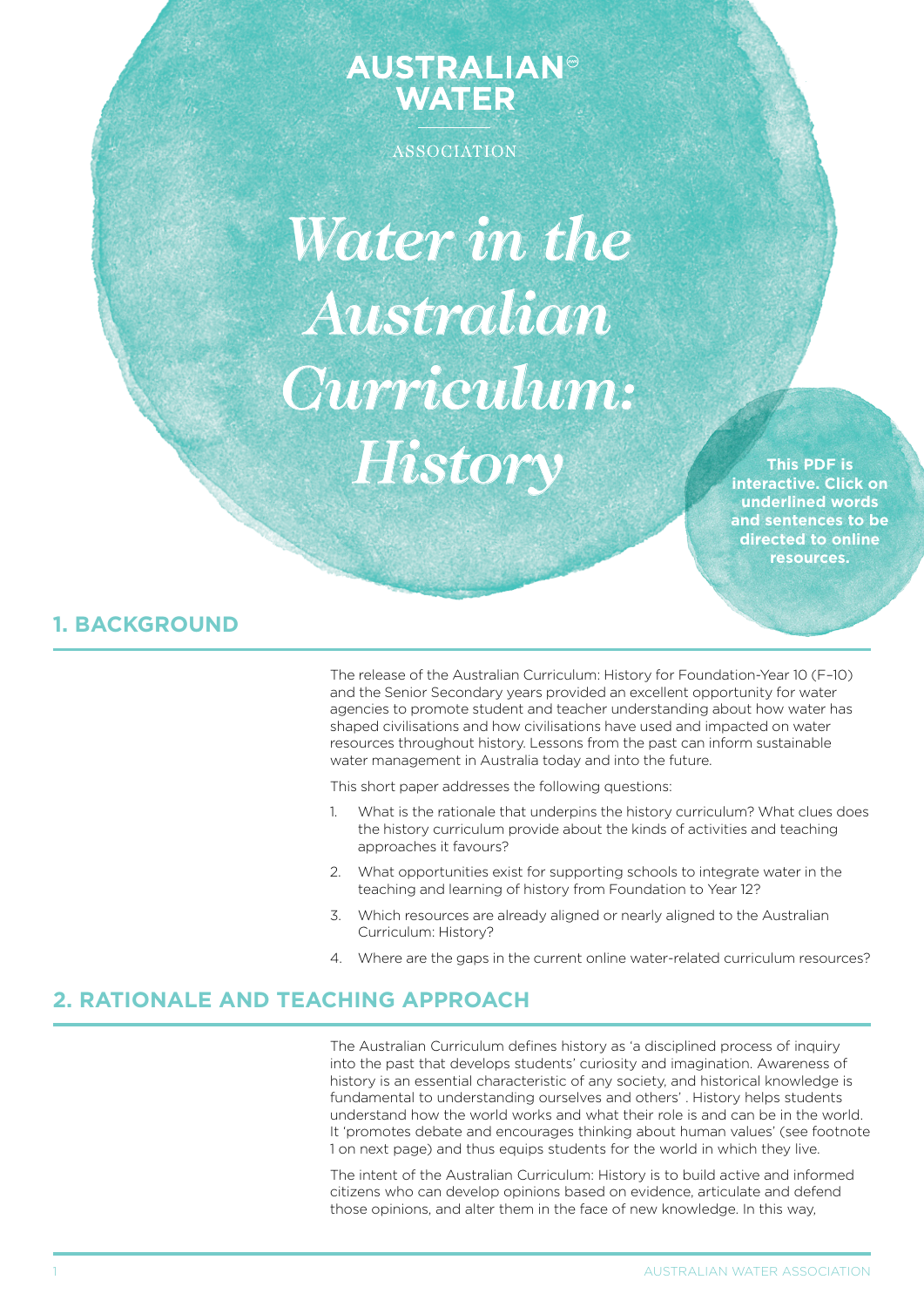AUSTRALIAN WATER ASSOCIATION

# *Water in the Australian Curriculum: History*

**This PDF is interactive. Click on underlined words and sentences to be directed to online resources.**

## 1. BACKGROUND

The release of the Australian Curriculum: History for Foundation-Year 10 (F–10) and the Senior Secondary years provided an excellent opportunity for water agencies to promote student and teacher understanding about how water has shaped civilisations and how civilisations have used and impacted on water resources throughout history. Lessons from the past can inform sustainable water management in Australia today and into the future.

This short paper addresses the following questions:

1. What is the rationale that underpins the history curriculum? What clues does the history curriculum provide about the kinds of activities and teaching approaches it favours?
2. What opportunities exist for supporting schools to integrate water in the teaching and learning of history from Foundation to Year 12?
3. Which resources are already aligned or nearly aligned to the Australian Curriculum: History?
4. Where are the gaps in the current online water-related curriculum resources?

## 2. RATIONALE AND TEACHING APPROACH

The Australian Curriculum defines history as 'a disciplined process of inquiry into the past that develops students' curiosity and imagination. Awareness of history is an essential characteristic of any society, and historical knowledge is fundamental to understanding ourselves and others' . History helps students understand how the world works and what their role is and can be in the world. It 'promotes debate and encourages thinking about human values' (see footnote 1 on next page) and thus equips students for the world in which they live.

The intent of the Australian Curriculum: History is to build active and informed citizens who can develop opinions based on evidence, articulate and defend those opinions, and alter them in the face of new knowledge. In this way,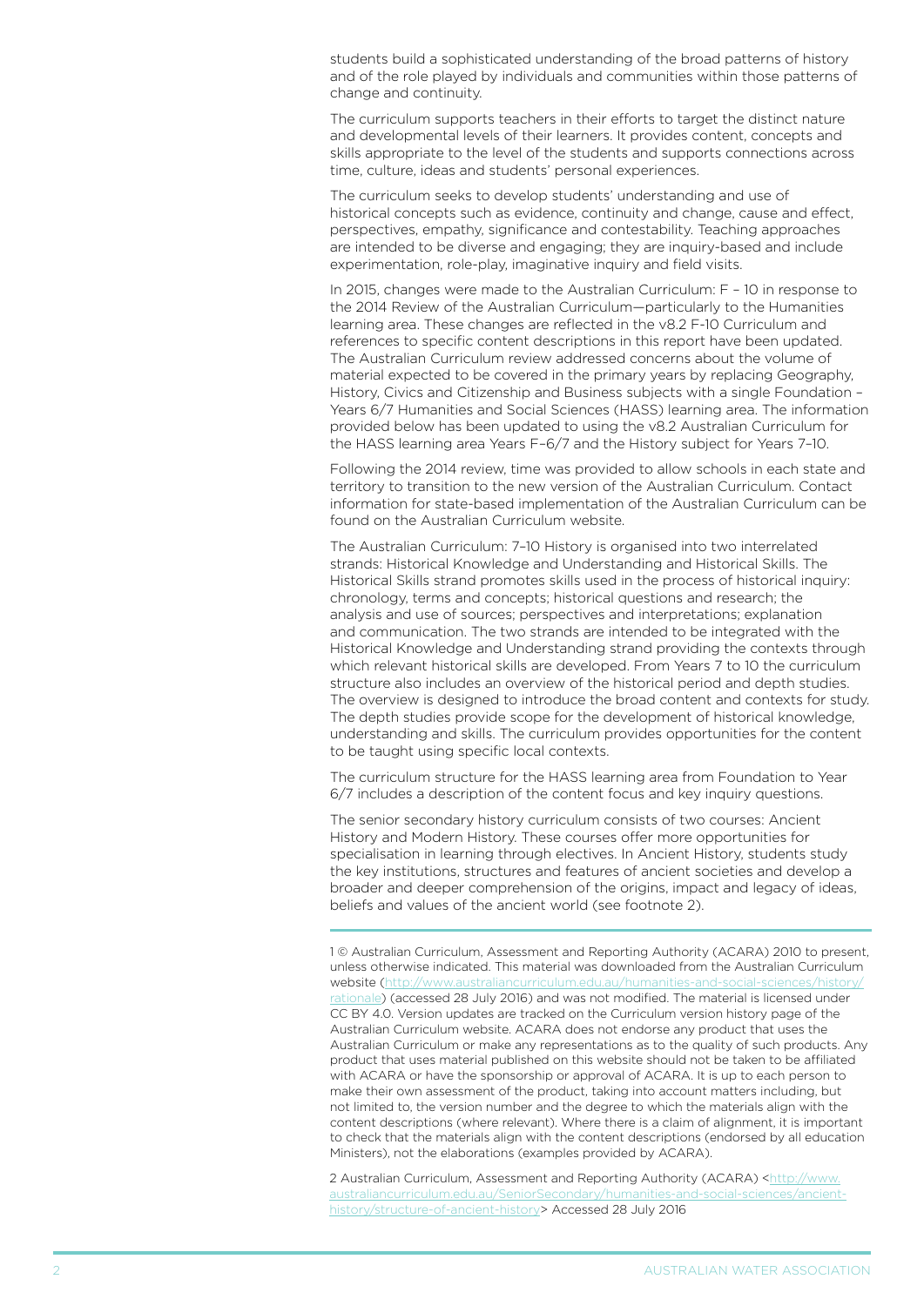students build a sophisticated understanding of the broad patterns of history and of the role played by individuals and communities within those patterns of change and continuity.

The curriculum supports teachers in their efforts to target the distinct nature and developmental levels of their learners. It provides content, concepts and skills appropriate to the level of the students and supports connections across time, culture, ideas and students' personal experiences.

The curriculum seeks to develop students' understanding and use of historical concepts such as evidence, continuity and change, cause and effect, perspectives, empathy, significance and contestability. Teaching approaches are intended to be diverse and engaging; they are inquiry-based and include experimentation, role-play, imaginative inquiry and field visits.

In 2015, changes were made to the Australian Curriculum: F – 10 in response to the 2014 Review of the Australian Curriculum—particularly to the Humanities learning area. These changes are reflected in the v8.2 F-10 Curriculum and references to specific content descriptions in this report have been updated. The Australian Curriculum review addressed concerns about the volume of material expected to be covered in the primary years by replacing Geography, History, Civics and Citizenship and Business subjects with a single Foundation – Years 6/7 Humanities and Social Sciences (HASS) learning area. The information provided below has been updated to using the v8.2 Australian Curriculum for the HASS learning area Years F–6/7 and the History subject for Years 7–10.

Following the 2014 review, time was provided to allow schools in each state and territory to transition to the new version of the Australian Curriculum. Contact information for state-based implementation of the Australian Curriculum can be found on the Australian Curriculum website.

The Australian Curriculum: 7–10 History is organised into two interrelated strands: Historical Knowledge and Understanding and Historical Skills. The Historical Skills strand promotes skills used in the process of historical inquiry: chronology, terms and concepts; historical questions and research; the analysis and use of sources; perspectives and interpretations; explanation and communication. The two strands are intended to be integrated with the Historical Knowledge and Understanding strand providing the contexts through which relevant historical skills are developed. From Years 7 to 10 the curriculum structure also includes an overview of the historical period and depth studies. The overview is designed to introduce the broad content and contexts for study. The depth studies provide scope for the development of historical knowledge, understanding and skills. The curriculum provides opportunities for the content to be taught using specific local contexts.

The curriculum structure for the HASS learning area from Foundation to Year 6/7 includes a description of the content focus and key inquiry questions.

The senior secondary history curriculum consists of two courses: Ancient History and Modern History. These courses offer more opportunities for specialisation in learning through electives. In Ancient History, students study the key institutions, structures and features of ancient societies and develop a broader and deeper comprehension of the origins, impact and legacy of ideas, beliefs and values of the ancient world (see footnote 2).

---

1 © Australian Curriculum, Assessment and Reporting Authority (ACARA) 2010 to present, unless otherwise indicated. This material was downloaded from the Australian Curriculum website (http://www.australiancurriculum.edu.au/humanities-and-social-sciences/history/rationale) (accessed 28 July 2016) and was not modified. The material is licensed under CC BY 4.0. Version updates are tracked on the Curriculum version history page of the Australian Curriculum website. ACARA does not endorse any product that uses the Australian Curriculum or make any representations as to the quality of such products. Any product that uses material published on this website should not be taken to be affiliated with ACARA or have the sponsorship or approval of ACARA. It is up to each person to make their own assessment of the product, taking into account matters including, but not limited to, the version number and the degree to which the materials align with the content descriptions (where relevant). Where there is a claim of alignment, it is important to check that the materials align with the content descriptions (endorsed by all education Ministers), not the elaborations (examples provided by ACARA).

2 Australian Curriculum, Assessment and Reporting Authority (ACARA) <http://www.australiancurriculum.edu.au/SeniorSecondary/humanities-and-social-sciences/ancient-history/structure-of-ancient-history> Accessed 28 July 2016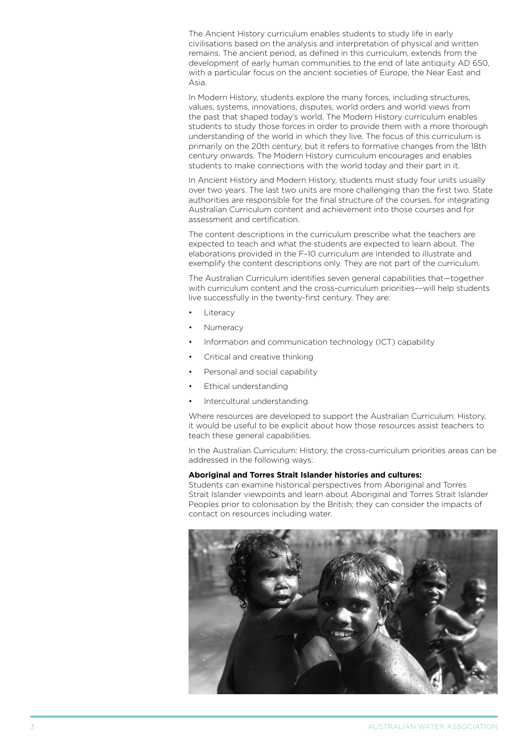The Ancient History curriculum enables students to study life in early civilisations based on the analysis and interpretation of physical and written remains. The ancient period, as defined in this curriculum, extends from the development of early human communities to the end of late antiquity AD 650, with a particular focus on the ancient societies of Europe, the Near East and Asia.

In Modern History, students explore the many forces, including structures, values, systems, innovations, disputes, world orders and world views from the past that shaped today's world. The Modern History curriculum enables students to study those forces in order to provide them with a more thorough understanding of the world in which they live. The focus of this curriculum is primarily on the 20th century, but it refers to formative changes from the 18th century onwards. The Modern History curriculum encourages and enables students to make connections with the world today and their part in it.

In Ancient History and Modern History, students must study four units usually over two years. The last two units are more challenging than the first two. State authorities are responsible for the final structure of the courses, for integrating Australian Curriculum content and achievement into those courses and for assessment and certification.

The content descriptions in the curriculum prescribe what the teachers are expected to teach and what the students are expected to learn about. The elaborations provided in the F–10 curriculum are intended to illustrate and exemplify the content descriptions only. They are not part of the curriculum.

The Australian Curriculum identifies seven general capabilities that—together with curriculum content and the cross-curriculum priorities––will help students live successfully in the twenty-first century. They are:

- Literacy
- Numeracy
- Information and communication technology (ICT) capability
- Critical and creative thinking
- Personal and social capability
- Ethical understanding
- Intercultural understanding.

Where resources are developed to support the Australian Curriculum: History, it would be useful to be explicit about how those resources assist teachers to teach these general capabilities.

In the Australian Curriculum: History, the cross-curriculum priorities areas can be addressed in the following ways:

**Aboriginal and Torres Strait Islander histories and cultures:**
Students can examine historical perspectives from Aboriginal and Torres Strait Islander viewpoints and learn about Aboriginal and Torres Strait Islander Peoples prior to colonisation by the British; they can consider the impacts of contact on resources including water.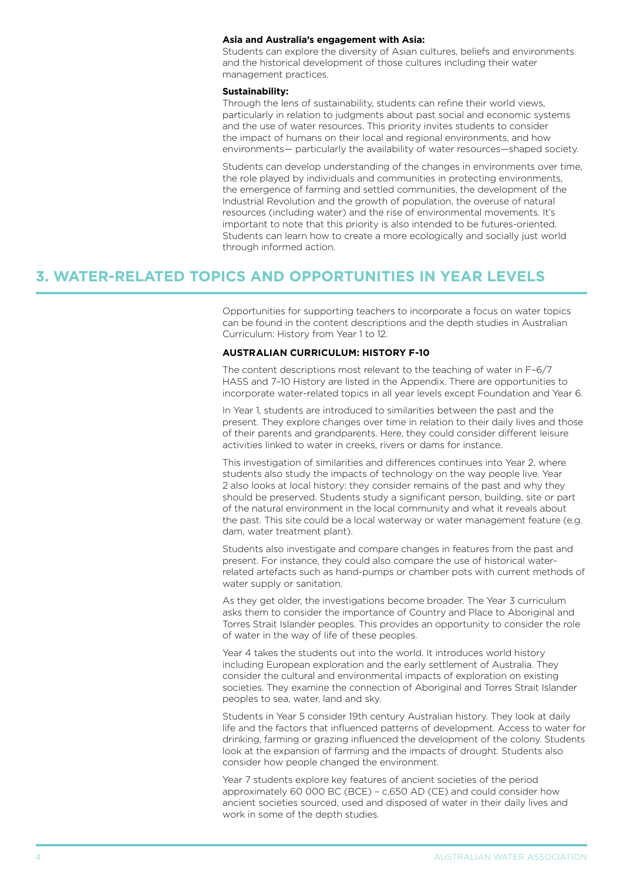**Asia and Australia's engagement with Asia:**

Students can explore the diversity of Asian cultures, beliefs and environments and the historical development of those cultures including their water management practices.

**Sustainability:**

Through the lens of sustainability, students can refine their world views, particularly in relation to judgments about past social and economic systems and the use of water resources. This priority invites students to consider the impact of humans on their local and regional environments, and how environments— particularly the availability of water resources—shaped society.

Students can develop understanding of the changes in environments over time, the role played by individuals and communities in protecting environments, the emergence of farming and settled communities, the development of the Industrial Revolution and the growth of population, the overuse of natural resources (including water) and the rise of environmental movements. It's important to note that this priority is also intended to be futures-oriented. Students can learn how to create a more ecologically and socially just world through informed action.

## 3. WATER-RELATED TOPICS AND OPPORTUNITIES IN YEAR LEVELS

Opportunities for supporting teachers to incorporate a focus on water topics can be found in the content descriptions and the depth studies in Australian Curriculum: History from Year 1 to 12.

### AUSTRALIAN CURRICULUM: HISTORY F-10

The content descriptions most relevant to the teaching of water in F–6/7 HASS and 7–10 History are listed in the Appendix. There are opportunities to incorporate water-related topics in all year levels except Foundation and Year 6.

In Year 1, students are introduced to similarities between the past and the present. They explore changes over time in relation to their daily lives and those of their parents and grandparents. Here, they could consider different leisure activities linked to water in creeks, rivers or dams for instance.

This investigation of similarities and differences continues into Year 2, where students also study the impacts of technology on the way people live. Year 2 also looks at local history: they consider remains of the past and why they should be preserved. Students study a significant person, building, site or part of the natural environment in the local community and what it reveals about the past. This site could be a local waterway or water management feature (e.g. dam, water treatment plant).

Students also investigate and compare changes in features from the past and present. For instance, they could also compare the use of historical water-related artefacts such as hand-pumps or chamber pots with current methods of water supply or sanitation.

As they get older, the investigations become broader. The Year 3 curriculum asks them to consider the importance of Country and Place to Aboriginal and Torres Strait Islander peoples. This provides an opportunity to consider the role of water in the way of life of these peoples.

Year 4 takes the students out into the world. It introduces world history including European exploration and the early settlement of Australia. They consider the cultural and environmental impacts of exploration on existing societies. They examine the connection of Aboriginal and Torres Strait Islander peoples to sea, water, land and sky.

Students in Year 5 consider 19th century Australian history. They look at daily life and the factors that influenced patterns of development. Access to water for drinking, farming or grazing influenced the development of the colony. Students look at the expansion of farming and the impacts of drought. Students also consider how people changed the environment.

Year 7 students explore key features of ancient societies of the period approximately 60 000 BC (BCE) – c.650 AD (CE) and could consider how ancient societies sourced, used and disposed of water in their daily lives and work in some of the depth studies.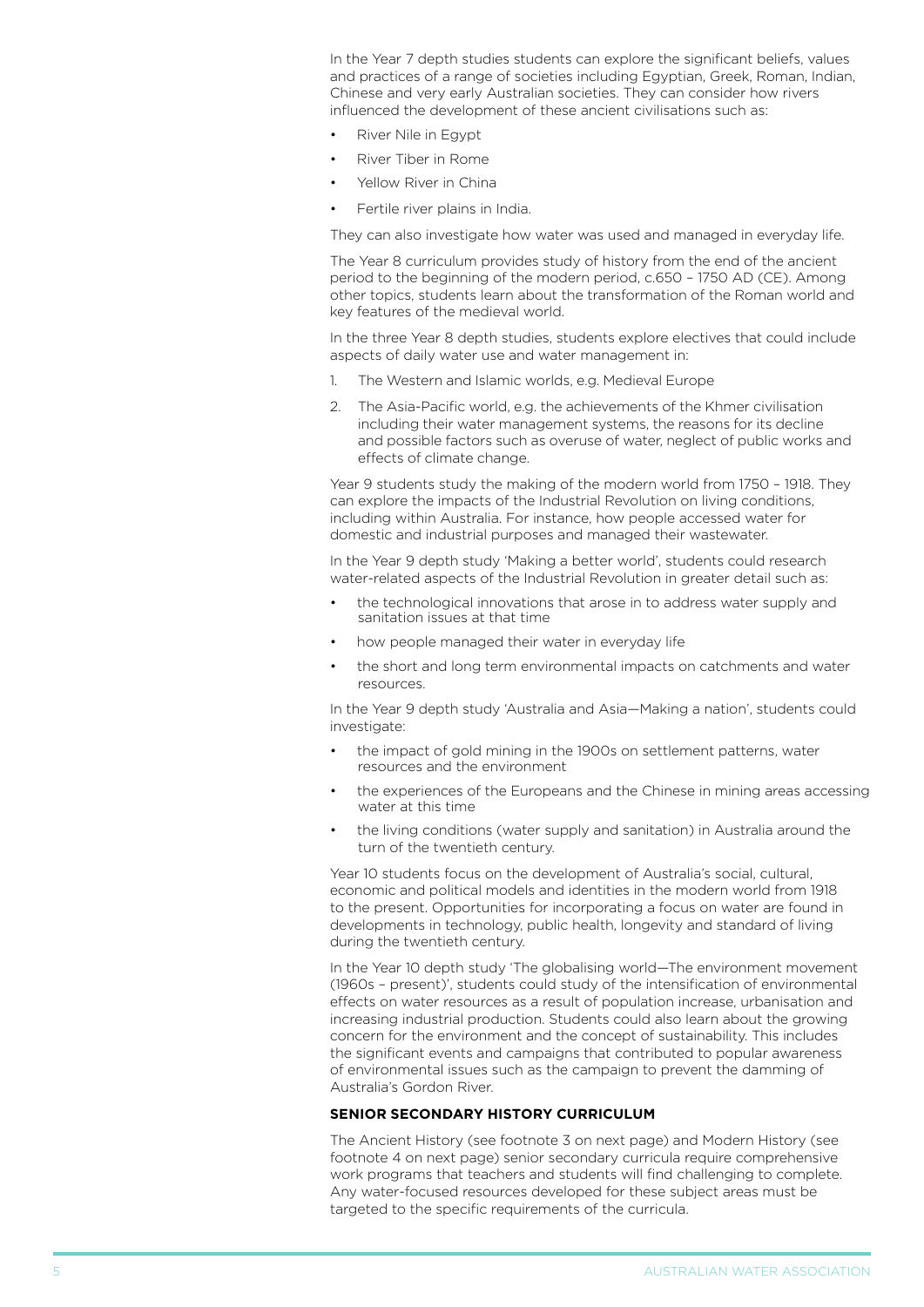In the Year 7 depth studies students can explore the significant beliefs, values and practices of a range of societies including Egyptian, Greek, Roman, Indian, Chinese and very early Australian societies. They can consider how rivers influenced the development of these ancient civilisations such as:

- River Nile in Egypt
- River Tiber in Rome
- Yellow River in China
- Fertile river plains in India.

They can also investigate how water was used and managed in everyday life.

The Year 8 curriculum provides study of history from the end of the ancient period to the beginning of the modern period, c.650 – 1750 AD (CE). Among other topics, students learn about the transformation of the Roman world and key features of the medieval world.

In the three Year 8 depth studies, students explore electives that could include aspects of daily water use and water management in:

1. The Western and Islamic worlds, e.g. Medieval Europe
2. The Asia-Pacific world, e.g. the achievements of the Khmer civilisation including their water management systems, the reasons for its decline and possible factors such as overuse of water, neglect of public works and effects of climate change.

Year 9 students study the making of the modern world from 1750 – 1918. They can explore the impacts of the Industrial Revolution on living conditions, including within Australia. For instance, how people accessed water for domestic and industrial purposes and managed their wastewater.

In the Year 9 depth study 'Making a better world', students could research water-related aspects of the Industrial Revolution in greater detail such as:

- the technological innovations that arose in to address water supply and sanitation issues at that time
- how people managed their water in everyday life
- the short and long term environmental impacts on catchments and water resources.

In the Year 9 depth study 'Australia and Asia—Making a nation', students could investigate:

- the impact of gold mining in the 1900s on settlement patterns, water resources and the environment
- the experiences of the Europeans and the Chinese in mining areas accessing water at this time
- the living conditions (water supply and sanitation) in Australia around the turn of the twentieth century.

Year 10 students focus on the development of Australia's social, cultural, economic and political models and identities in the modern world from 1918 to the present. Opportunities for incorporating a focus on water are found in developments in technology, public health, longevity and standard of living during the twentieth century.

In the Year 10 depth study 'The globalising world—The environment movement (1960s – present)', students could study of the intensification of environmental effects on water resources as a result of population increase, urbanisation and increasing industrial production. Students could also learn about the growing concern for the environment and the concept of sustainability. This includes the significant events and campaigns that contributed to popular awareness of environmental issues such as the campaign to prevent the damming of Australia's Gordon River.

### SENIOR SECONDARY HISTORY CURRICULUM

The Ancient History (see footnote 3 on next page) and Modern History (see footnote 4 on next page) senior secondary curricula require comprehensive work programs that teachers and students will find challenging to complete. Any water-focused resources developed for these subject areas must be targeted to the specific requirements of the curricula.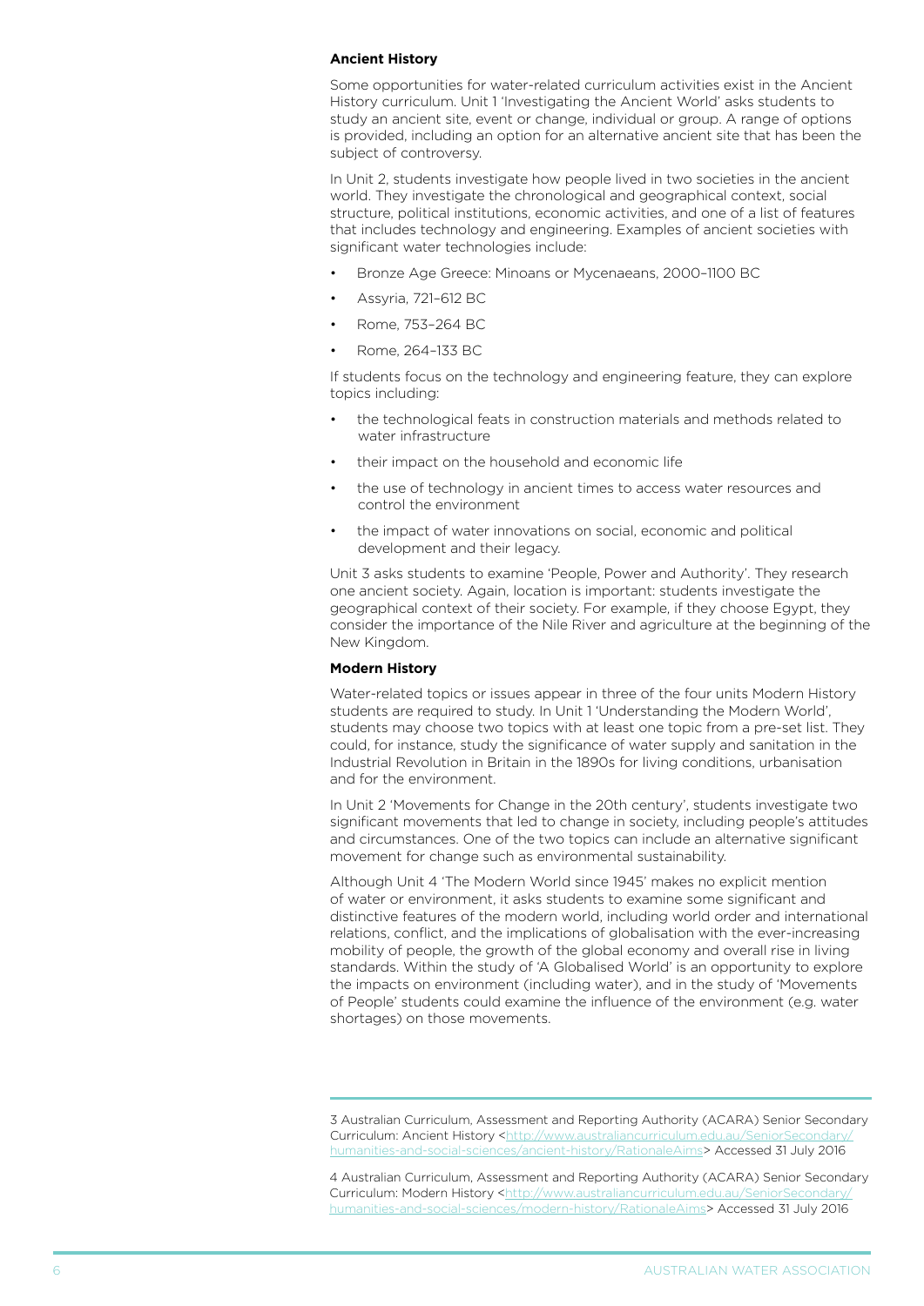**Ancient History**

Some opportunities for water-related curriculum activities exist in the Ancient History curriculum. Unit 1 'Investigating the Ancient World' asks students to study an ancient site, event or change, individual or group. A range of options is provided, including an option for an alternative ancient site that has been the subject of controversy.

In Unit 2, students investigate how people lived in two societies in the ancient world. They investigate the chronological and geographical context, social structure, political institutions, economic activities, and one of a list of features that includes technology and engineering. Examples of ancient societies with significant water technologies include:

- Bronze Age Greece: Minoans or Mycenaeans, 2000–1100 BC
- Assyria, 721–612 BC
- Rome, 753–264 BC
- Rome, 264–133 BC

If students focus on the technology and engineering feature, they can explore topics including:

- the technological feats in construction materials and methods related to water infrastructure
- their impact on the household and economic life
- the use of technology in ancient times to access water resources and control the environment
- the impact of water innovations on social, economic and political development and their legacy.

Unit 3 asks students to examine 'People, Power and Authority'. They research one ancient society. Again, location is important: students investigate the geographical context of their society. For example, if they choose Egypt, they consider the importance of the Nile River and agriculture at the beginning of the New Kingdom.

**Modern History**

Water-related topics or issues appear in three of the four units Modern History students are required to study. In Unit 1 'Understanding the Modern World', students may choose two topics with at least one topic from a pre-set list. They could, for instance, study the significance of water supply and sanitation in the Industrial Revolution in Britain in the 1890s for living conditions, urbanisation and for the environment.

In Unit 2 'Movements for Change in the 20th century', students investigate two significant movements that led to change in society, including people's attitudes and circumstances. One of the two topics can include an alternative significant movement for change such as environmental sustainability.

Although Unit 4 'The Modern World since 1945' makes no explicit mention of water or environment, it asks students to examine some significant and distinctive features of the modern world, including world order and international relations, conflict, and the implications of globalisation with the ever-increasing mobility of people, the growth of the global economy and overall rise in living standards. Within the study of 'A Globalised World' is an opportunity to explore the impacts on environment (including water), and in the study of 'Movements of People' students could examine the influence of the environment (e.g. water shortages) on those movements.

---

3 Australian Curriculum, Assessment and Reporting Authority (ACARA) Senior Secondary Curriculum: Ancient History <http://www.australiancurriculum.edu.au/SeniorSecondary/humanities-and-social-sciences/ancient-history/RationaleAims> Accessed 31 July 2016

4 Australian Curriculum, Assessment and Reporting Authority (ACARA) Senior Secondary Curriculum: Modern History <http://www.australiancurriculum.edu.au/SeniorSecondary/humanities-and-social-sciences/modern-history/RationaleAims> Accessed 31 July 2016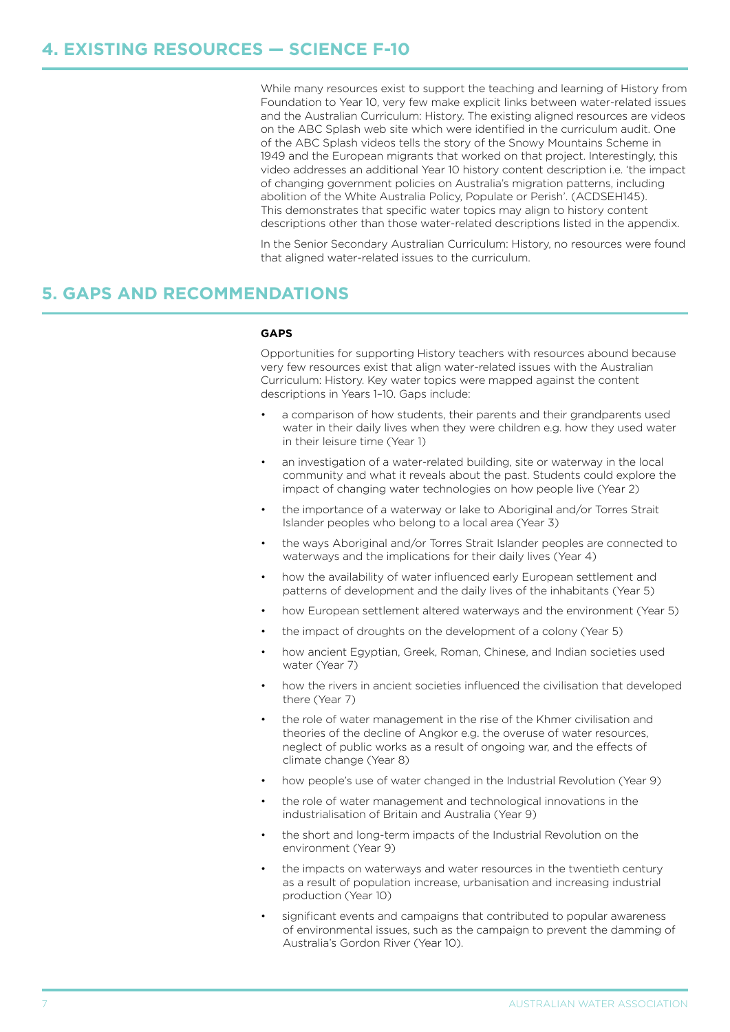## 4. EXISTING RESOURCES — SCIENCE F-10

While many resources exist to support the teaching and learning of History from Foundation to Year 10, very few make explicit links between water-related issues and the Australian Curriculum: History. The existing aligned resources are videos on the ABC Splash web site which were identified in the curriculum audit. One of the ABC Splash videos tells the story of the Snowy Mountains Scheme in 1949 and the European migrants that worked on that project. Interestingly, this video addresses an additional Year 10 history content description i.e. 'the impact of changing government policies on Australia's migration patterns, including abolition of the White Australia Policy, Populate or Perish'. (ACDSEH145). This demonstrates that specific water topics may align to history content descriptions other than those water-related descriptions listed in the appendix.

In the Senior Secondary Australian Curriculum: History, no resources were found that aligned water-related issues to the curriculum.

## 5. GAPS AND RECOMMENDATIONS

**GAPS**

Opportunities for supporting History teachers with resources abound because very few resources exist that align water-related issues with the Australian Curriculum: History. Key water topics were mapped against the content descriptions in Years 1–10. Gaps include:

- a comparison of how students, their parents and their grandparents used water in their daily lives when they were children e.g. how they used water in their leisure time (Year 1)
- an investigation of a water-related building, site or waterway in the local community and what it reveals about the past. Students could explore the impact of changing water technologies on how people live (Year 2)
- the importance of a waterway or lake to Aboriginal and/or Torres Strait Islander peoples who belong to a local area (Year 3)
- the ways Aboriginal and/or Torres Strait Islander peoples are connected to waterways and the implications for their daily lives (Year 4)
- how the availability of water influenced early European settlement and patterns of development and the daily lives of the inhabitants (Year 5)
- how European settlement altered waterways and the environment (Year 5)
- the impact of droughts on the development of a colony (Year 5)
- how ancient Egyptian, Greek, Roman, Chinese, and Indian societies used water (Year 7)
- how the rivers in ancient societies influenced the civilisation that developed there (Year 7)
- the role of water management in the rise of the Khmer civilisation and theories of the decline of Angkor e.g. the overuse of water resources, neglect of public works as a result of ongoing war, and the effects of climate change (Year 8)
- how people's use of water changed in the Industrial Revolution (Year 9)
- the role of water management and technological innovations in the industrialisation of Britain and Australia (Year 9)
- the short and long-term impacts of the Industrial Revolution on the environment (Year 9)
- the impacts on waterways and water resources in the twentieth century as a result of population increase, urbanisation and increasing industrial production (Year 10)
- significant events and campaigns that contributed to popular awareness of environmental issues, such as the campaign to prevent the damming of Australia's Gordon River (Year 10).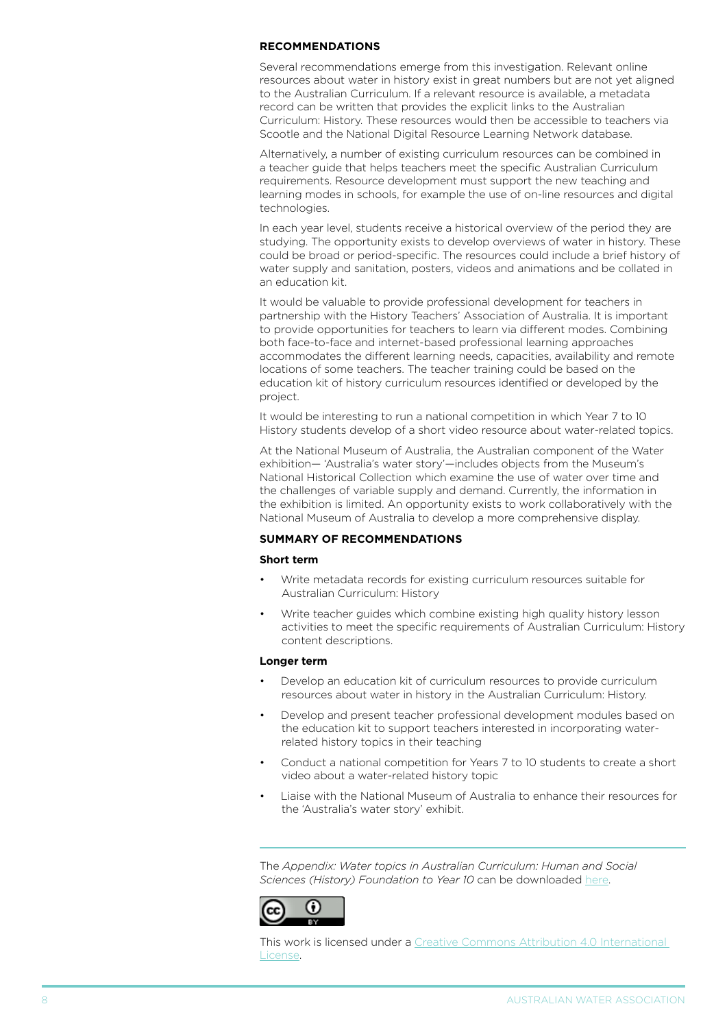## RECOMMENDATIONS

Several recommendations emerge from this investigation. Relevant online resources about water in history exist in great numbers but are not yet aligned to the Australian Curriculum. If a relevant resource is available, a metadata record can be written that provides the explicit links to the Australian Curriculum: History. These resources would then be accessible to teachers via Scootle and the National Digital Resource Learning Network database.

Alternatively, a number of existing curriculum resources can be combined in a teacher guide that helps teachers meet the specific Australian Curriculum requirements. Resource development must support the new teaching and learning modes in schools, for example the use of on-line resources and digital technologies.

In each year level, students receive a historical overview of the period they are studying. The opportunity exists to develop overviews of water in history. These could be broad or period-specific. The resources could include a brief history of water supply and sanitation, posters, videos and animations and be collated in an education kit.

It would be valuable to provide professional development for teachers in partnership with the History Teachers' Association of Australia. It is important to provide opportunities for teachers to learn via different modes. Combining both face-to-face and internet-based professional learning approaches accommodates the different learning needs, capacities, availability and remote locations of some teachers. The teacher training could be based on the education kit of history curriculum resources identified or developed by the project.

It would be interesting to run a national competition in which Year 7 to 10 History students develop of a short video resource about water-related topics.

At the National Museum of Australia, the Australian component of the Water exhibition— 'Australia's water story'—includes objects from the Museum's National Historical Collection which examine the use of water over time and the challenges of variable supply and demand. Currently, the information in the exhibition is limited. An opportunity exists to work collaboratively with the National Museum of Australia to develop a more comprehensive display.

## SUMMARY OF RECOMMENDATIONS

### Short term

- Write metadata records for existing curriculum resources suitable for Australian Curriculum: History
- Write teacher guides which combine existing high quality history lesson activities to meet the specific requirements of Australian Curriculum: History content descriptions.

### Longer term

- Develop an education kit of curriculum resources to provide curriculum resources about water in history in the Australian Curriculum: History.
- Develop and present teacher professional development modules based on the education kit to support teachers interested in incorporating water-related history topics in their teaching
- Conduct a national competition for Years 7 to 10 students to create a short video about a water-related history topic
- Liaise with the National Museum of Australia to enhance their resources for the 'Australia's water story' exhibit.

---

The *Appendix: Water topics in Australian Curriculum: Human and Social Sciences (History) Foundation to Year 10* can be downloaded here.

This work is licensed under a Creative Commons Attribution 4.0 International License.